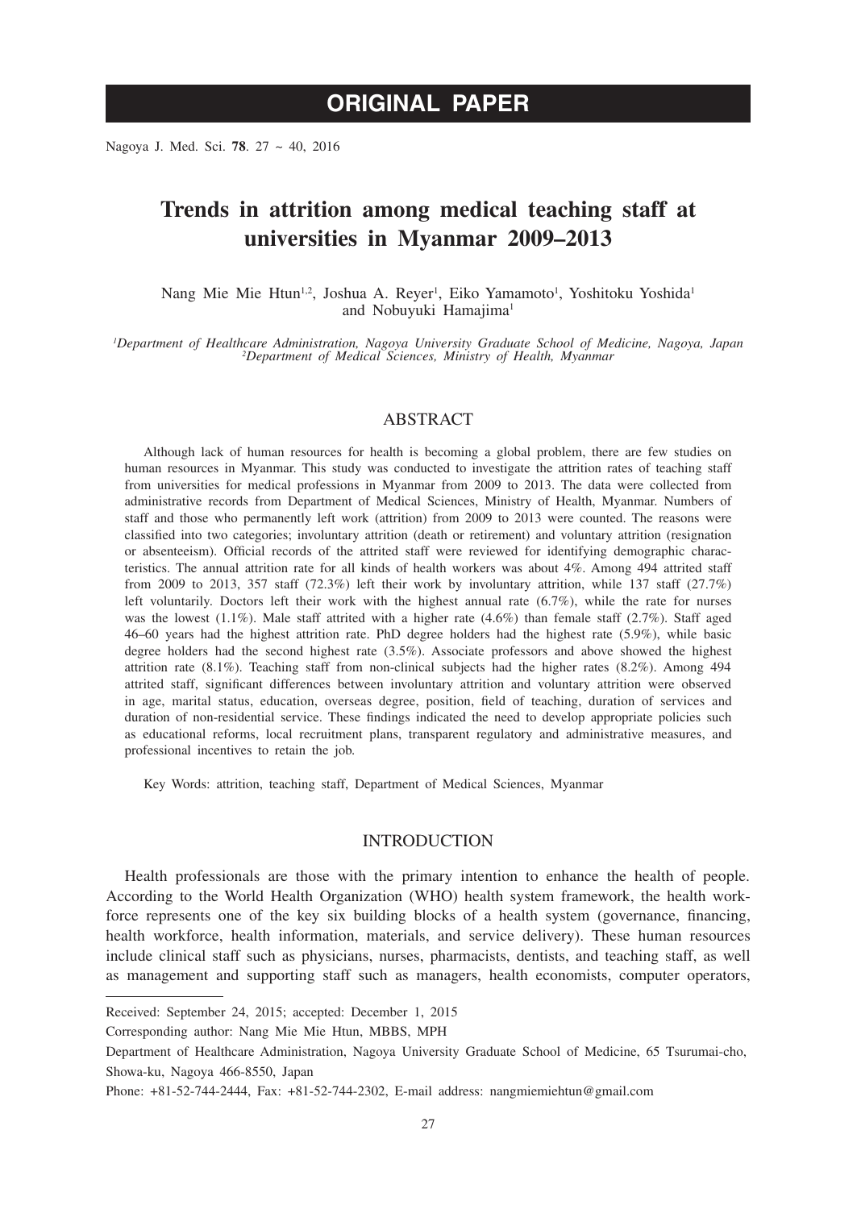ORIGINAL PAPER

# Trends in attrition among medical teaching staff at universities in Myanmar 2009–2013

Nang Mie Mie Htun[1,2], Joshua A. Reyer[1], Eiko Yamamoto[1], Yoshitoku Yoshida[1] and Nobuyuki Hamajima[1]

[1]*Department of Healthcare Administration, Nagoya University Graduate School of Medicine, Nagoya, Japan*
[2]*Department of Medical Sciences, Ministry of Health, Myanmar*

## ABSTRACT

Although lack of human resources for health is becoming a global problem, there are few studies on human resources in Myanmar. This study was conducted to investigate the attrition rates of teaching staff from universities for medical professions in Myanmar from 2009 to 2013. The data were collected from administrative records from Department of Medical Sciences, Ministry of Health, Myanmar. Numbers of staff and those who permanently left work (attrition) from 2009 to 2013 were counted. The reasons were classified into two categories; involuntary attrition (death or retirement) and voluntary attrition (resignation or absenteeism). Official records of the attrited staff were reviewed for identifying demographic characteristics. The annual attrition rate for all kinds of health workers was about 4%. Among 494 attrited staff from 2009 to 2013, 357 staff (72.3%) left their work by involuntary attrition, while 137 staff (27.7%) left voluntarily. Doctors left their work with the highest annual rate (6.7%), while the rate for nurses was the lowest (1.1%). Male staff attrited with a higher rate (4.6%) than female staff (2.7%). Staff aged 46–60 years had the highest attrition rate. PhD degree holders had the highest rate (5.9%), while basic degree holders had the second highest rate (3.5%). Associate professors and above showed the highest attrition rate (8.1%). Teaching staff from non-clinical subjects had the higher rates (8.2%). Among 494 attrited staff, significant differences between involuntary attrition and voluntary attrition were observed in age, marital status, education, overseas degree, position, field of teaching, duration of services and duration of non-residential service. These findings indicated the need to develop appropriate policies such as educational reforms, local recruitment plans, transparent regulatory and administrative measures, and professional incentives to retain the job.

Key Words: attrition, teaching staff, Department of Medical Sciences, Myanmar

## INTRODUCTION

Health professionals are those with the primary intention to enhance the health of people. According to the World Health Organization (WHO) health system framework, the health workforce represents one of the key six building blocks of a health system (governance, financing, health workforce, health information, materials, and service delivery). These human resources include clinical staff such as physicians, nurses, pharmacists, dentists, and teaching staff, as well as management and supporting staff such as managers, health economists, computer operators,

---

Received: September 24, 2015; accepted: December 1, 2015

Corresponding author: Nang Mie Mie Htun, MBBS, MPH

Department of Healthcare Administration, Nagoya University Graduate School of Medicine, 65 Tsurumai-cho, Showa-ku, Nagoya 466-8550, Japan

Phone: +81-52-744-2444, Fax: +81-52-744-2302, E-mail address: nangmiemiehtun@gmail.com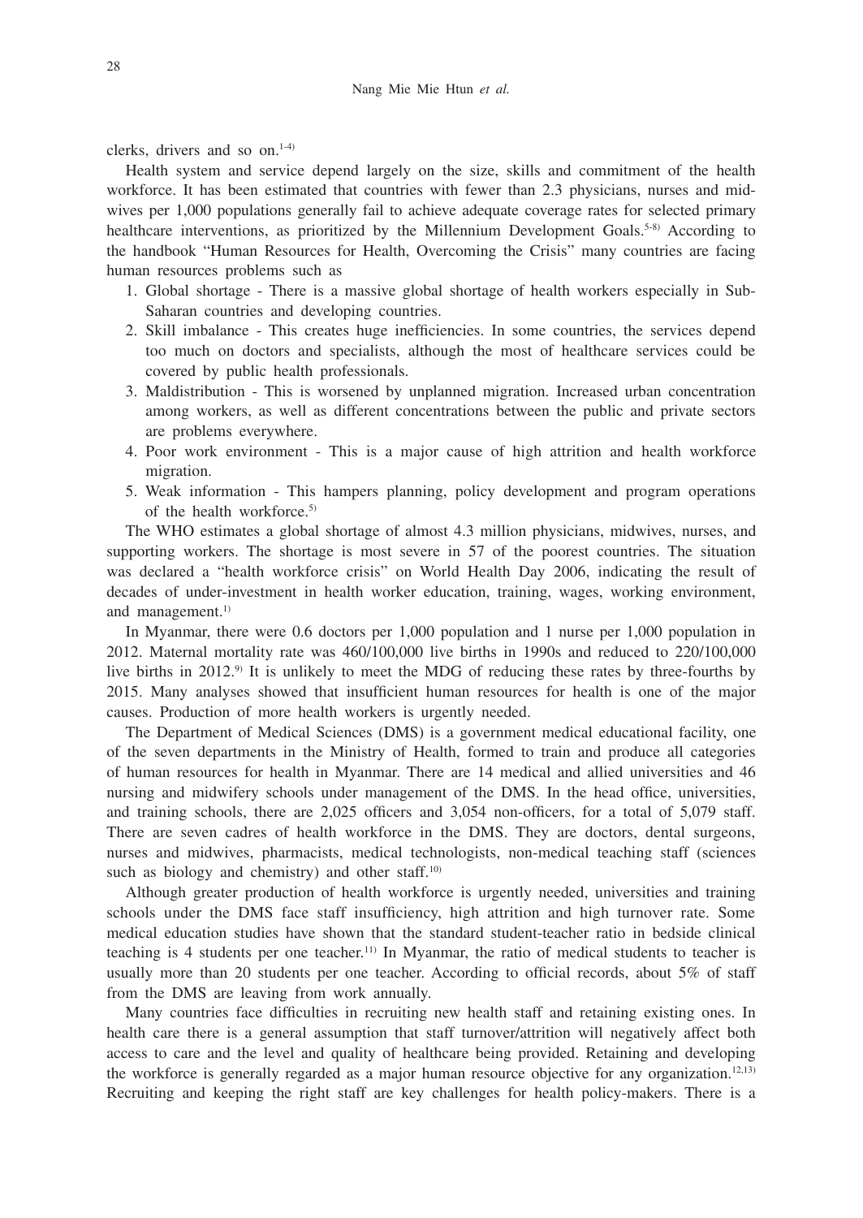clerks, drivers and so on.[1-4)]

Health system and service depend largely on the size, skills and commitment of the health workforce. It has been estimated that countries with fewer than 2.3 physicians, nurses and midwives per 1,000 populations generally fail to achieve adequate coverage rates for selected primary healthcare interventions, as prioritized by the Millennium Development Goals.[5-8)] According to the handbook "Human Resources for Health, Overcoming the Crisis" many countries are facing human resources problems such as

1. Global shortage - There is a massive global shortage of health workers especially in Sub-Saharan countries and developing countries.
2. Skill imbalance - This creates huge inefficiencies. In some countries, the services depend too much on doctors and specialists, although the most of healthcare services could be covered by public health professionals.
3. Maldistribution - This is worsened by unplanned migration. Increased urban concentration among workers, as well as different concentrations between the public and private sectors are problems everywhere.
4. Poor work environment - This is a major cause of high attrition and health workforce migration.
5. Weak information - This hampers planning, policy development and program operations of the health workforce.[5)]

The WHO estimates a global shortage of almost 4.3 million physicians, midwives, nurses, and supporting workers. The shortage is most severe in 57 of the poorest countries. The situation was declared a "health workforce crisis" on World Health Day 2006, indicating the result of decades of under-investment in health worker education, training, wages, working environment, and management.[1)]

In Myanmar, there were 0.6 doctors per 1,000 population and 1 nurse per 1,000 population in 2012. Maternal mortality rate was 460/100,000 live births in 1990s and reduced to 220/100,000 live births in 2012.[9)] It is unlikely to meet the MDG of reducing these rates by three-fourths by 2015. Many analyses showed that insufficient human resources for health is one of the major causes. Production of more health workers is urgently needed.

The Department of Medical Sciences (DMS) is a government medical educational facility, one of the seven departments in the Ministry of Health, formed to train and produce all categories of human resources for health in Myanmar. There are 14 medical and allied universities and 46 nursing and midwifery schools under management of the DMS. In the head office, universities, and training schools, there are 2,025 officers and 3,054 non-officers, for a total of 5,079 staff. There are seven cadres of health workforce in the DMS. They are doctors, dental surgeons, nurses and midwives, pharmacists, medical technologists, non-medical teaching staff (sciences such as biology and chemistry) and other staff.[10)]

Although greater production of health workforce is urgently needed, universities and training schools under the DMS face staff insufficiency, high attrition and high turnover rate. Some medical education studies have shown that the standard student-teacher ratio in bedside clinical teaching is 4 students per one teacher.[11)] In Myanmar, the ratio of medical students to teacher is usually more than 20 students per one teacher. According to official records, about 5% of staff from the DMS are leaving from work annually.

Many countries face difficulties in recruiting new health staff and retaining existing ones. In health care there is a general assumption that staff turnover/attrition will negatively affect both access to care and the level and quality of healthcare being provided. Retaining and developing the workforce is generally regarded as a major human resource objective for any organization.[12,13)] Recruiting and keeping the right staff are key challenges for health policy-makers. There is a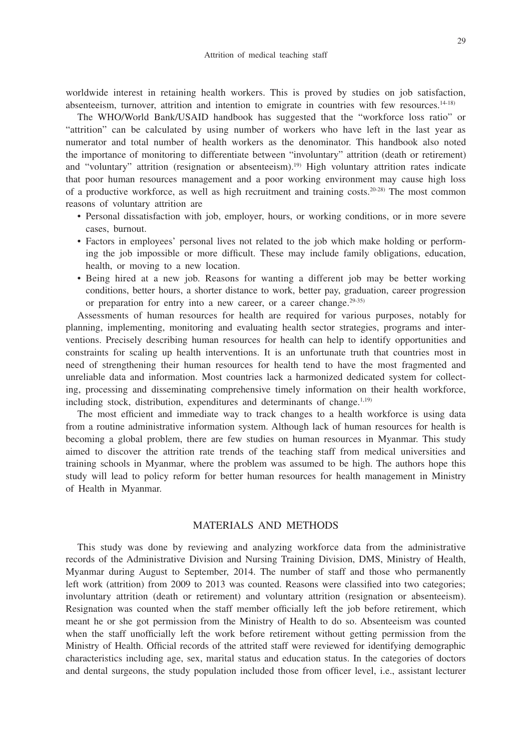worldwide interest in retaining health workers. This is proved by studies on job satisfaction, absenteeism, turnover, attrition and intention to emigrate in countries with few resources.[14-18)]

The WHO/World Bank/USAID handbook has suggested that the "workforce loss ratio" or "attrition" can be calculated by using number of workers who have left in the last year as numerator and total number of health workers as the denominator. This handbook also noted the importance of monitoring to differentiate between "involuntary" attrition (death or retirement) and "voluntary" attrition (resignation or absenteeism).[19)] High voluntary attrition rates indicate that poor human resources management and a poor working environment may cause high loss of a productive workforce, as well as high recruitment and training costs.[20-28)] The most common reasons of voluntary attrition are

- Personal dissatisfaction with job, employer, hours, or working conditions, or in more severe cases, burnout.
- Factors in employees' personal lives not related to the job which make holding or performing the job impossible or more difficult. These may include family obligations, education, health, or moving to a new location.
- Being hired at a new job. Reasons for wanting a different job may be better working conditions, better hours, a shorter distance to work, better pay, graduation, career progression or preparation for entry into a new career, or a career change.[29-35)]

Assessments of human resources for health are required for various purposes, notably for planning, implementing, monitoring and evaluating health sector strategies, programs and interventions. Precisely describing human resources for health can help to identify opportunities and constraints for scaling up health interventions. It is an unfortunate truth that countries most in need of strengthening their human resources for health tend to have the most fragmented and unreliable data and information. Most countries lack a harmonized dedicated system for collecting, processing and disseminating comprehensive timely information on their health workforce, including stock, distribution, expenditures and determinants of change.[1,19)]

The most efficient and immediate way to track changes to a health workforce is using data from a routine administrative information system. Although lack of human resources for health is becoming a global problem, there are few studies on human resources in Myanmar. This study aimed to discover the attrition rate trends of the teaching staff from medical universities and training schools in Myanmar, where the problem was assumed to be high. The authors hope this study will lead to policy reform for better human resources for health management in Ministry of Health in Myanmar.

## MATERIALS AND METHODS

This study was done by reviewing and analyzing workforce data from the administrative records of the Administrative Division and Nursing Training Division, DMS, Ministry of Health, Myanmar during August to September, 2014. The number of staff and those who permanently left work (attrition) from 2009 to 2013 was counted. Reasons were classified into two categories; involuntary attrition (death or retirement) and voluntary attrition (resignation or absenteeism). Resignation was counted when the staff member officially left the job before retirement, which meant he or she got permission from the Ministry of Health to do so. Absenteeism was counted when the staff unofficially left the work before retirement without getting permission from the Ministry of Health. Official records of the attrited staff were reviewed for identifying demographic characteristics including age, sex, marital status and education status. In the categories of doctors and dental surgeons, the study population included those from officer level, i.e., assistant lecturer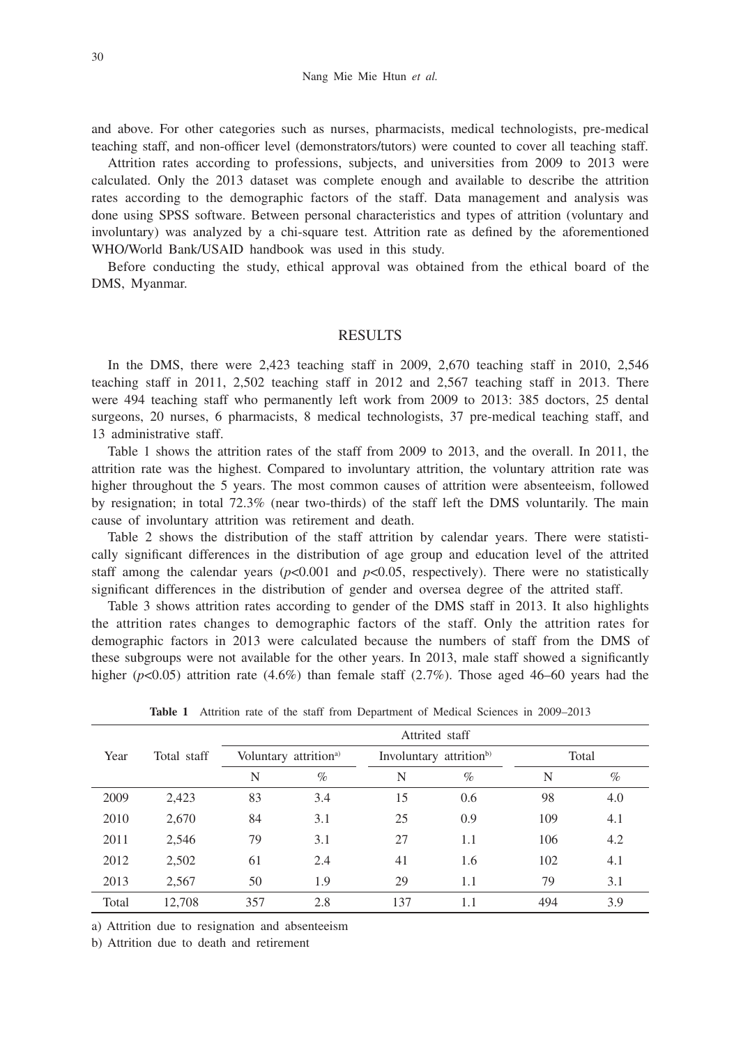and above. For other categories such as nurses, pharmacists, medical technologists, pre-medical teaching staff, and non-officer level (demonstrators/tutors) were counted to cover all teaching staff.

Attrition rates according to professions, subjects, and universities from 2009 to 2013 were calculated. Only the 2013 dataset was complete enough and available to describe the attrition rates according to the demographic factors of the staff. Data management and analysis was done using SPSS software. Between personal characteristics and types of attrition (voluntary and involuntary) was analyzed by a chi-square test. Attrition rate as defined by the aforementioned WHO/World Bank/USAID handbook was used in this study.

Before conducting the study, ethical approval was obtained from the ethical board of the DMS, Myanmar.

## RESULTS

In the DMS, there were 2,423 teaching staff in 2009, 2,670 teaching staff in 2010, 2,546 teaching staff in 2011, 2,502 teaching staff in 2012 and 2,567 teaching staff in 2013. There were 494 teaching staff who permanently left work from 2009 to 2013: 385 doctors, 25 dental surgeons, 20 nurses, 6 pharmacists, 8 medical technologists, 37 pre-medical teaching staff, and 13 administrative staff.

Table 1 shows the attrition rates of the staff from 2009 to 2013, and the overall. In 2011, the attrition rate was the highest. Compared to involuntary attrition, the voluntary attrition rate was higher throughout the 5 years. The most common causes of attrition were absenteeism, followed by resignation; in total 72.3% (near two-thirds) of the staff left the DMS voluntarily. The main cause of involuntary attrition was retirement and death.

Table 2 shows the distribution of the staff attrition by calendar years. There were statistically significant differences in the distribution of age group and education level of the attrited staff among the calendar years ($p$<0.001 and $p$<0.05, respectively). There were no statistically significant differences in the distribution of gender and oversea degree of the attrited staff.

Table 3 shows attrition rates according to gender of the DMS staff in 2013. It also highlights the attrition rates changes to demographic factors of the staff. Only the attrition rates for demographic factors in 2013 were calculated because the numbers of staff from the DMS of these subgroups were not available for the other years. In 2013, male staff showed a significantly higher ($p$<0.05) attrition rate (4.6%) than female staff (2.7%). Those aged 46–60 years had the

**Table 1** Attrition rate of the staff from Department of Medical Sciences in 2009–2013

| Year | Total staff | Attrited staff | | | | | |
|---|---|---|---|---|---|---|---|
| | | Voluntary attrition[a] | | Involuntary attrition[b] | | Total | |
| | | N | % | N | % | N | % |
| 2009 | 2,423 | 83 | 3.4 | 15 | 0.6 | 98 | 4.0 |
| 2010 | 2,670 | 84 | 3.1 | 25 | 0.9 | 109 | 4.1 |
| 2011 | 2,546 | 79 | 3.1 | 27 | 1.1 | 106 | 4.2 |
| 2012 | 2,502 | 61 | 2.4 | 41 | 1.6 | 102 | 4.1 |
| 2013 | 2,567 | 50 | 1.9 | 29 | 1.1 | 79 | 3.1 |
| Total | 12,708 | 357 | 2.8 | 137 | 1.1 | 494 | 3.9 |

a) Attrition due to resignation and absenteeism

b) Attrition due to death and retirement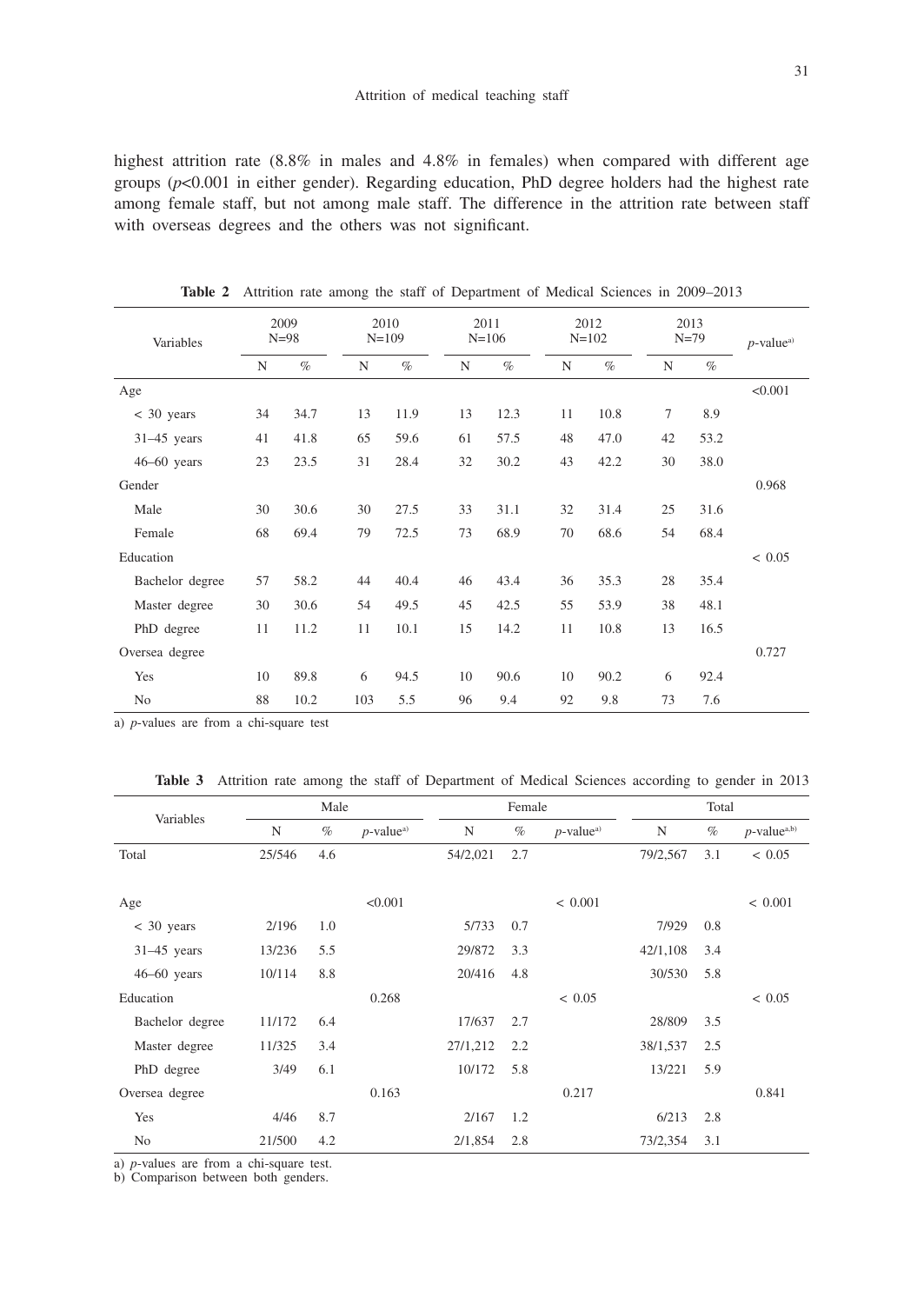highest attrition rate (8.8% in males and 4.8% in females) when compared with different age groups ($p$<0.001 in either gender). Regarding education, PhD degree holders had the highest rate among female staff, but not among male staff. The difference in the attrition rate between staff with overseas degrees and the others was not significant.

**Table 2** Attrition rate among the staff of Department of Medical Sciences in 2009–2013

| Variables | 2009 N=98 | | 2010 N=109 | | 2011 N=106 | | 2012 N=102 | | 2013 N=79 | | $p$-value[a] |
|---|---|---|---|---|---|---|---|---|---|---|---|
| | N | % | N | % | N | % | N | % | N | % | |
| Age | | | | | | | | | | | <0.001 |
| < 30 years | 34 | 34.7 | 13 | 11.9 | 13 | 12.3 | 11 | 10.8 | 7 | 8.9 | |
| 31–45 years | 41 | 41.8 | 65 | 59.6 | 61 | 57.5 | 48 | 47.0 | 42 | 53.2 | |
| 46–60 years | 23 | 23.5 | 31 | 28.4 | 32 | 30.2 | 43 | 42.2 | 30 | 38.0 | |
| Gender | | | | | | | | | | | 0.968 |
| Male | 30 | 30.6 | 30 | 27.5 | 33 | 31.1 | 32 | 31.4 | 25 | 31.6 | |
| Female | 68 | 69.4 | 79 | 72.5 | 73 | 68.9 | 70 | 68.6 | 54 | 68.4 | |
| Education | | | | | | | | | | | < 0.05 |
| Bachelor degree | 57 | 58.2 | 44 | 40.4 | 46 | 43.4 | 36 | 35.3 | 28 | 35.4 | |
| Master degree | 30 | 30.6 | 54 | 49.5 | 45 | 42.5 | 55 | 53.9 | 38 | 48.1 | |
| PhD degree | 11 | 11.2 | 11 | 10.1 | 15 | 14.2 | 11 | 10.8 | 13 | 16.5 | |
| Oversea degree | | | | | | | | | | | 0.727 |
| Yes | 10 | 89.8 | 6 | 94.5 | 10 | 90.6 | 10 | 90.2 | 6 | 92.4 | |
| No | 88 | 10.2 | 103 | 5.5 | 96 | 9.4 | 92 | 9.8 | 73 | 7.6 | |

a) $p$-values are from a chi-square test

**Table 3** Attrition rate among the staff of Department of Medical Sciences according to gender in 2013

| Variables | Male | | | Female | | | Total | | |
|---|---|---|---|---|---|---|---|---|---|
| | N | % | $p$-value[a] | N | % | $p$-value[a] | N | % | $p$-value[a,b] |
| Total | 25/546 | 4.6 | | 54/2,021 | 2.7 | | 79/2,567 | 3.1 | < 0.05 |
| Age | | | <0.001 | | | < 0.001 | | | < 0.001 |
| < 30 years | 2/196 | 1.0 | | 5/733 | 0.7 | | 7/929 | 0.8 | |
| 31–45 years | 13/236 | 5.5 | | 29/872 | 3.3 | | 42/1,108 | 3.4 | |
| 46–60 years | 10/114 | 8.8 | | 20/416 | 4.8 | | 30/530 | 5.8 | |
| Education | | | 0.268 | | | < 0.05 | | | < 0.05 |
| Bachelor degree | 11/172 | 6.4 | | 17/637 | 2.7 | | 28/809 | 3.5 | |
| Master degree | 11/325 | 3.4 | | 27/1,212 | 2.2 | | 38/1,537 | 2.5 | |
| PhD degree | 3/49 | 6.1 | | 10/172 | 5.8 | | 13/221 | 5.9 | |
| Oversea degree | | | 0.163 | | | 0.217 | | | 0.841 |
| Yes | 4/46 | 8.7 | | 2/167 | 1.2 | | 6/213 | 2.8 | |
| No | 21/500 | 4.2 | | 2/1,854 | 2.8 | | 73/2,354 | 3.1 | |

a) $p$-values are from a chi-square test.
b) Comparison between both genders.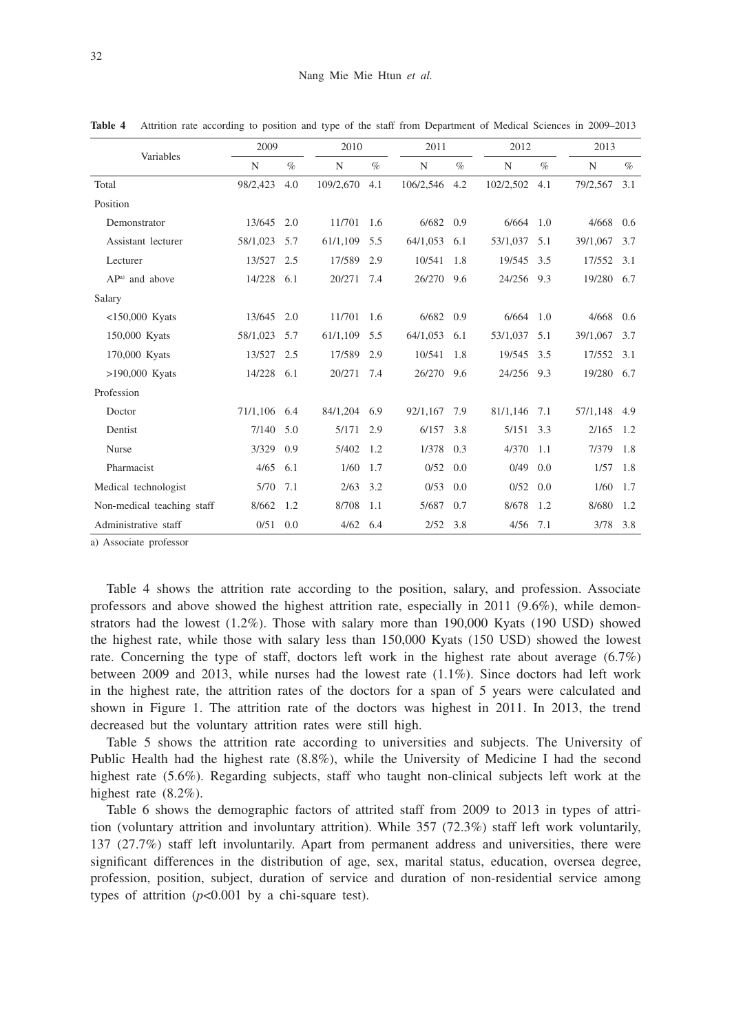**Table 4** Attrition rate according to position and type of the staff from Department of Medical Sciences in 2009–2013

| Variables | 2009 | | 2010 | | 2011 | | 2012 | | 2013 | |
|---|---|---|---|---|---|---|---|---|---|---|
| | N | % | N | % | N | % | N | % | N | % |
| Total | 98/2,423 | 4.0 | 109/2,670 | 4.1 | 106/2,546 | 4.2 | 102/2,502 | 4.1 | 79/2,567 | 3.1 |
| Position | | | | | | | | | | |
| Demonstrator | 13/645 | 2.0 | 11/701 | 1.6 | 6/682 | 0.9 | 6/664 | 1.0 | 4/668 | 0.6 |
| Assistant lecturer | 58/1,023 | 5.7 | 61/1,109 | 5.5 | 64/1,053 | 6.1 | 53/1,037 | 5.1 | 39/1,067 | 3.7 |
| Lecturer | 13/527 | 2.5 | 17/589 | 2.9 | 10/541 | 1.8 | 19/545 | 3.5 | 17/552 | 3.1 |
| AP[a] and above | 14/228 | 6.1 | 20/271 | 7.4 | 26/270 | 9.6 | 24/256 | 9.3 | 19/280 | 6.7 |
| Salary | | | | | | | | | | |
| <150,000 Kyats | 13/645 | 2.0 | 11/701 | 1.6 | 6/682 | 0.9 | 6/664 | 1.0 | 4/668 | 0.6 |
| 150,000 Kyats | 58/1,023 | 5.7 | 61/1,109 | 5.5 | 64/1,053 | 6.1 | 53/1,037 | 5.1 | 39/1,067 | 3.7 |
| 170,000 Kyats | 13/527 | 2.5 | 17/589 | 2.9 | 10/541 | 1.8 | 19/545 | 3.5 | 17/552 | 3.1 |
| >190,000 Kyats | 14/228 | 6.1 | 20/271 | 7.4 | 26/270 | 9.6 | 24/256 | 9.3 | 19/280 | 6.7 |
| Profession | | | | | | | | | | |
| Doctor | 71/1,106 | 6.4 | 84/1,204 | 6.9 | 92/1,167 | 7.9 | 81/1,146 | 7.1 | 57/1,148 | 4.9 |
| Dentist | 7/140 | 5.0 | 5/171 | 2.9 | 6/157 | 3.8 | 5/151 | 3.3 | 2/165 | 1.2 |
| Nurse | 3/329 | 0.9 | 5/402 | 1.2 | 1/378 | 0.3 | 4/370 | 1.1 | 7/379 | 1.8 |
| Pharmacist | 4/65 | 6.1 | 1/60 | 1.7 | 0/52 | 0.0 | 0/49 | 0.0 | 1/57 | 1.8 |
| Medical technologist | 5/70 | 7.1 | 2/63 | 3.2 | 0/53 | 0.0 | 0/52 | 0.0 | 1/60 | 1.7 |
| Non-medical teaching staff | 8/662 | 1.2 | 8/708 | 1.1 | 5/687 | 0.7 | 8/678 | 1.2 | 8/680 | 1.2 |
| Administrative staff | 0/51 | 0.0 | 4/62 | 6.4 | 2/52 | 3.8 | 4/56 | 7.1 | 3/78 | 3.8 |

a) Associate professor

Table 4 shows the attrition rate according to the position, salary, and profession. Associate professors and above showed the highest attrition rate, especially in 2011 (9.6%), while demonstrators had the lowest (1.2%). Those with salary more than 190,000 Kyats (190 USD) showed the highest rate, while those with salary less than 150,000 Kyats (150 USD) showed the lowest rate. Concerning the type of staff, doctors left work in the highest rate about average (6.7%) between 2009 and 2013, while nurses had the lowest rate (1.1%). Since doctors had left work in the highest rate, the attrition rates of the doctors for a span of 5 years were calculated and shown in Figure 1. The attrition rate of the doctors was highest in 2011. In 2013, the trend decreased but the voluntary attrition rates were still high.

Table 5 shows the attrition rate according to universities and subjects. The University of Public Health had the highest rate (8.8%), while the University of Medicine I had the second highest rate (5.6%). Regarding subjects, staff who taught non-clinical subjects left work at the highest rate (8.2%).

Table 6 shows the demographic factors of attrited staff from 2009 to 2013 in types of attrition (voluntary attrition and involuntary attrition). While 357 (72.3%) staff left work voluntarily, 137 (27.7%) staff left involuntarily. Apart from permanent address and universities, there were significant differences in the distribution of age, sex, marital status, education, oversea degree, profession, position, subject, duration of service and duration of non-residential service among types of attrition ($p$<0.001 by a chi-square test).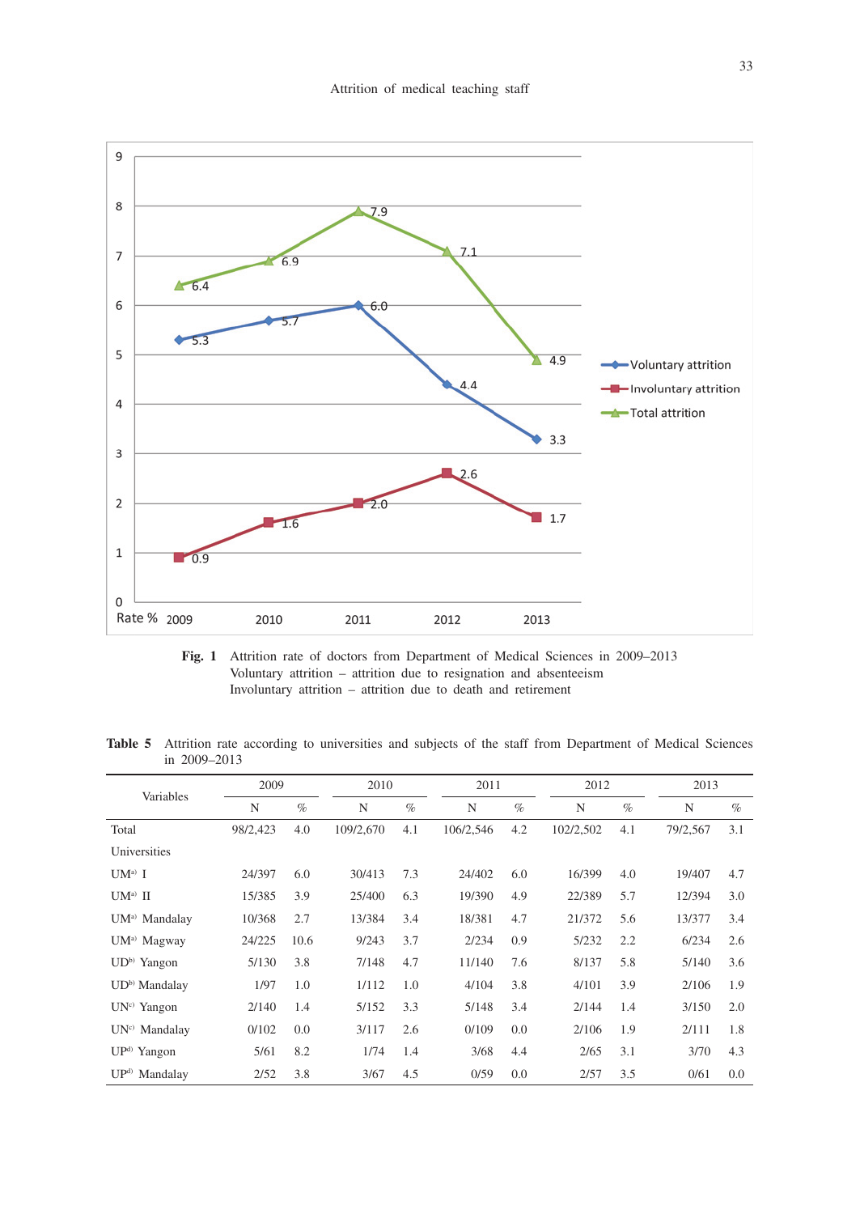**Fig. 1** Attrition rate of doctors from Department of Medical Sciences in 2009–2013
Voluntary attrition – attrition due to resignation and absenteeism
Involuntary attrition – attrition due to death and retirement

**Table 5** Attrition rate according to universities and subjects of the staff from Department of Medical Sciences in 2009–2013

| Variables | 2009 | | 2010 | | 2011 | | 2012 | | 2013 | |
|---|---|---|---|---|---|---|---|---|---|---|
| | N | % | N | % | N | % | N | % | N | % |
| Total | 98/2,423 | 4.0 | 109/2,670 | 4.1 | 106/2,546 | 4.2 | 102/2,502 | 4.1 | 79/2,567 | 3.1 |
| Universities | | | | | | | | | | |
| UM[a] I | 24/397 | 6.0 | 30/413 | 7.3 | 24/402 | 6.0 | 16/399 | 4.0 | 19/407 | 4.7 |
| UM[a] II | 15/385 | 3.9 | 25/400 | 6.3 | 19/390 | 4.9 | 22/389 | 5.7 | 12/394 | 3.0 |
| UM[a] Mandalay | 10/368 | 2.7 | 13/384 | 3.4 | 18/381 | 4.7 | 21/372 | 5.6 | 13/377 | 3.4 |
| UM[a] Magway | 24/225 | 10.6 | 9/243 | 3.7 | 2/234 | 0.9 | 5/232 | 2.2 | 6/234 | 2.6 |
| UD[b] Yangon | 5/130 | 3.8 | 7/148 | 4.7 | 11/140 | 7.6 | 8/137 | 5.8 | 5/140 | 3.6 |
| UD[b] Mandalay | 1/97 | 1.0 | 1/112 | 1.0 | 4/104 | 3.8 | 4/101 | 3.9 | 2/106 | 1.9 |
| UN[c] Yangon | 2/140 | 1.4 | 5/152 | 3.3 | 5/148 | 3.4 | 2/144 | 1.4 | 3/150 | 2.0 |
| UN[c] Mandalay | 0/102 | 0.0 | 3/117 | 2.6 | 0/109 | 0.0 | 2/106 | 1.9 | 2/111 | 1.8 |
| UP[d] Yangon | 5/61 | 8.2 | 1/74 | 1.4 | 3/68 | 4.4 | 2/65 | 3.1 | 3/70 | 4.3 |
| UP[d] Mandalay | 2/52 | 3.8 | 3/67 | 4.5 | 0/59 | 0.0 | 2/57 | 3.5 | 0/61 | 0.0 |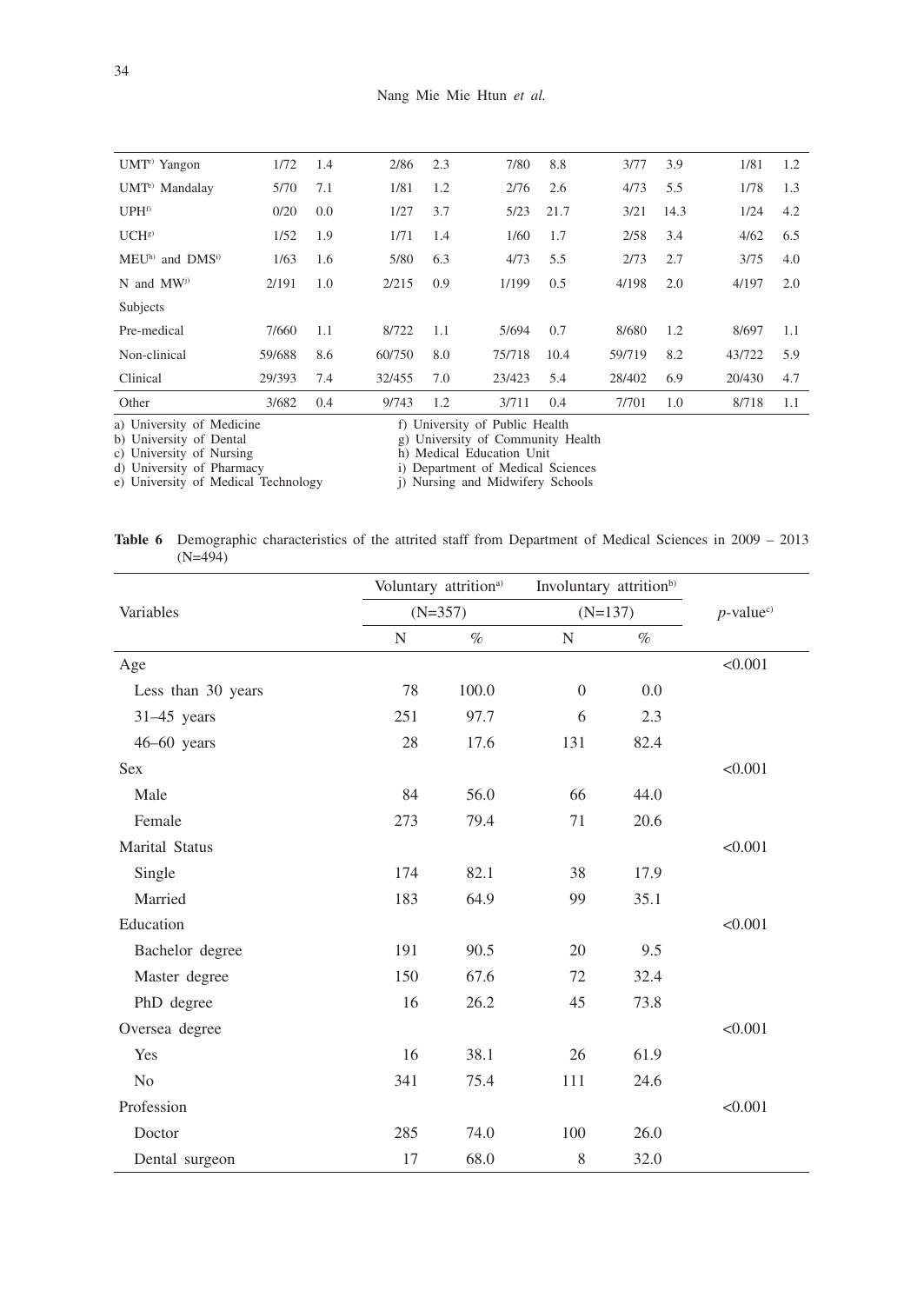| | | | | | | | | | | |
|---|---|---|---|---|---|---|---|---|---|---|
| UMT[e] Yangon | 1/72 | 1.4 | 2/86 | 2.3 | 7/80 | 8.8 | 3/77 | 3.9 | 1/81 | 1.2 |
| UMT[e] Mandalay | 5/70 | 7.1 | 1/81 | 1.2 | 2/76 | 2.6 | 4/73 | 5.5 | 1/78 | 1.3 |
| UPH[f] | 0/20 | 0.0 | 1/27 | 3.7 | 5/23 | 21.7 | 3/21 | 14.3 | 1/24 | 4.2 |
| UCH[g] | 1/52 | 1.9 | 1/71 | 1.4 | 1/60 | 1.7 | 2/58 | 3.4 | 4/62 | 6.5 |
| MEU[h] and DMS[i] | 1/63 | 1.6 | 5/80 | 6.3 | 4/73 | 5.5 | 2/73 | 2.7 | 3/75 | 4.0 |
| N and MW[j] | 2/191 | 1.0 | 2/215 | 0.9 | 1/199 | 0.5 | 4/198 | 2.0 | 4/197 | 2.0 |
| Subjects | | | | | | | | | | |
| Pre-medical | 7/660 | 1.1 | 8/722 | 1.1 | 5/694 | 0.7 | 8/680 | 1.2 | 8/697 | 1.1 |
| Non-clinical | 59/688 | 8.6 | 60/750 | 8.0 | 75/718 | 10.4 | 59/719 | 8.2 | 43/722 | 5.9 |
| Clinical | 29/393 | 7.4 | 32/455 | 7.0 | 23/423 | 5.4 | 28/402 | 6.9 | 20/430 | 4.7 |
| Other | 3/682 | 0.4 | 9/743 | 1.2 | 3/711 | 0.4 | 7/701 | 1.0 | 8/718 | 1.1 |

a) University of Medicine
b) University of Dental
c) University of Nursing
d) University of Pharmacy
e) University of Medical Technology
f) University of Public Health
g) University of Community Health
h) Medical Education Unit
i) Department of Medical Sciences
j) Nursing and Midwifery Schools

**Table 6** Demographic characteristics of the attrited staff from Department of Medical Sciences in 2009 – 2013 (N=494)

| Variables | Voluntary attrition[a] (N=357) | | Involuntary attrition[b] (N=137) | | *p*-value[c] |
|---|---|---|---|---|---|
| | N | % | N | % | |
| Age | | | | | <0.001 |
| Less than 30 years | 78 | 100.0 | 0 | 0.0 | |
| 31–45 years | 251 | 97.7 | 6 | 2.3 | |
| 46–60 years | 28 | 17.6 | 131 | 82.4 | |
| Sex | | | | | <0.001 |
| Male | 84 | 56.0 | 66 | 44.0 | |
| Female | 273 | 79.4 | 71 | 20.6 | |
| Marital Status | | | | | <0.001 |
| Single | 174 | 82.1 | 38 | 17.9 | |
| Married | 183 | 64.9 | 99 | 35.1 | |
| Education | | | | | <0.001 |
| Bachelor degree | 191 | 90.5 | 20 | 9.5 | |
| Master degree | 150 | 67.6 | 72 | 32.4 | |
| PhD degree | 16 | 26.2 | 45 | 73.8 | |
| Oversea degree | | | | | <0.001 |
| Yes | 16 | 38.1 | 26 | 61.9 | |
| No | 341 | 75.4 | 111 | 24.6 | |
| Profession | | | | | <0.001 |
| Doctor | 285 | 74.0 | 100 | 26.0 | |
| Dental surgeon | 17 | 68.0 | 8 | 32.0 | |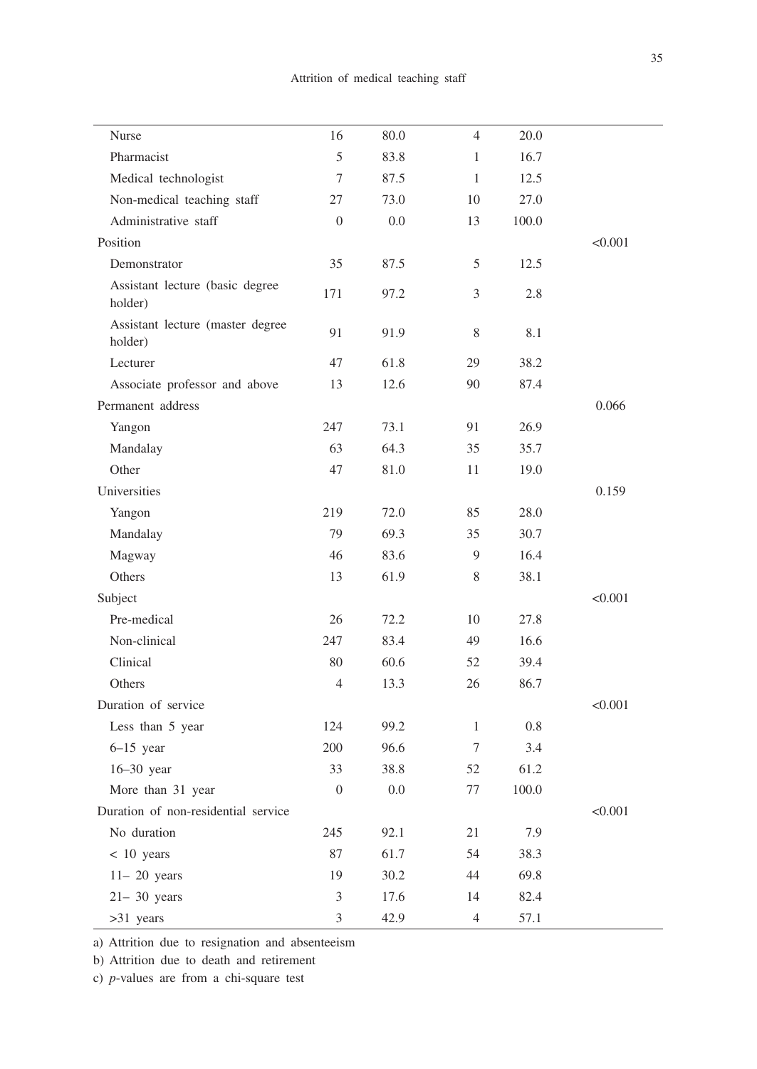| | | | | | |
|---|---|---|---|---|---|
| Nurse | 16 | 80.0 | 4 | 20.0 | |
| Pharmacist | 5 | 83.8 | 1 | 16.7 | |
| Medical technologist | 7 | 87.5 | 1 | 12.5 | |
| Non-medical teaching staff | 27 | 73.0 | 10 | 27.0 | |
| Administrative staff | 0 | 0.0 | 13 | 100.0 | |
| Position | | | | | <0.001 |
| Demonstrator | 35 | 87.5 | 5 | 12.5 | |
| Assistant lecture (basic degree holder) | 171 | 97.2 | 3 | 2.8 | |
| Assistant lecture (master degree holder) | 91 | 91.9 | 8 | 8.1 | |
| Lecturer | 47 | 61.8 | 29 | 38.2 | |
| Associate professor and above | 13 | 12.6 | 90 | 87.4 | |
| Permanent address | | | | | 0.066 |
| Yangon | 247 | 73.1 | 91 | 26.9 | |
| Mandalay | 63 | 64.3 | 35 | 35.7 | |
| Other | 47 | 81.0 | 11 | 19.0 | |
| Universities | | | | | 0.159 |
| Yangon | 219 | 72.0 | 85 | 28.0 | |
| Mandalay | 79 | 69.3 | 35 | 30.7 | |
| Magway | 46 | 83.6 | 9 | 16.4 | |
| Others | 13 | 61.9 | 8 | 38.1 | |
| Subject | | | | | <0.001 |
| Pre-medical | 26 | 72.2 | 10 | 27.8 | |
| Non-clinical | 247 | 83.4 | 49 | 16.6 | |
| Clinical | 80 | 60.6 | 52 | 39.4 | |
| Others | 4 | 13.3 | 26 | 86.7 | |
| Duration of service | | | | | <0.001 |
| Less than 5 year | 124 | 99.2 | 1 | 0.8 | |
| 6–15 year | 200 | 96.6 | 7 | 3.4 | |
| 16–30 year | 33 | 38.8 | 52 | 61.2 | |
| More than 31 year | 0 | 0.0 | 77 | 100.0 | |
| Duration of non-residential service | | | | | <0.001 |
| No duration | 245 | 92.1 | 21 | 7.9 | |
| < 10 years | 87 | 61.7 | 54 | 38.3 | |
| 11– 20 years | 19 | 30.2 | 44 | 69.8 | |
| 21– 30 years | 3 | 17.6 | 14 | 82.4 | |
| >31 years | 3 | 42.9 | 4 | 57.1 | |

a) Attrition due to resignation and absenteeism

b) Attrition due to death and retirement

c) *p*-values are from a chi-square test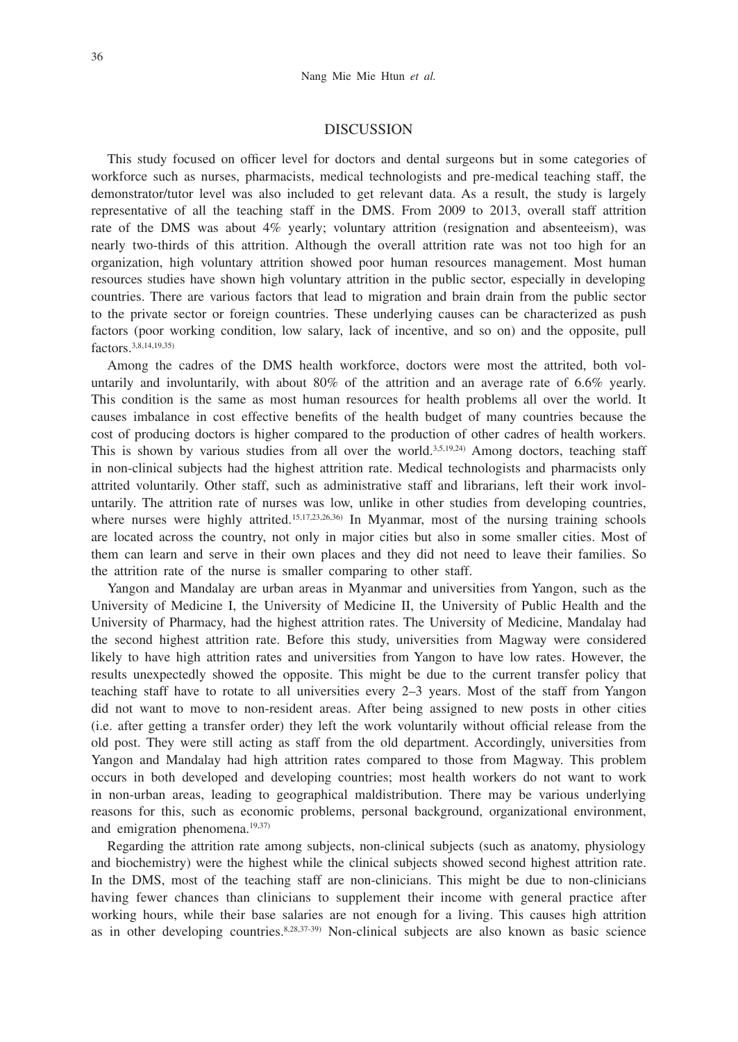## DISCUSSION

This study focused on officer level for doctors and dental surgeons but in some categories of workforce such as nurses, pharmacists, medical technologists and pre-medical teaching staff, the demonstrator/tutor level was also included to get relevant data. As a result, the study is largely representative of all the teaching staff in the DMS. From 2009 to 2013, overall staff attrition rate of the DMS was about 4% yearly; voluntary attrition (resignation and absenteeism), was nearly two-thirds of this attrition. Although the overall attrition rate was not too high for an organization, high voluntary attrition showed poor human resources management. Most human resources studies have shown high voluntary attrition in the public sector, especially in developing countries. There are various factors that lead to migration and brain drain from the public sector to the private sector or foreign countries. These underlying causes can be characterized as push factors (poor working condition, low salary, lack of incentive, and so on) and the opposite, pull factors.[3,8,14,19,35)]

Among the cadres of the DMS health workforce, doctors were most the attrited, both voluntarily and involuntarily, with about 80% of the attrition and an average rate of 6.6% yearly. This condition is the same as most human resources for health problems all over the world. It causes imbalance in cost effective benefits of the health budget of many countries because the cost of producing doctors is higher compared to the production of other cadres of health workers. This is shown by various studies from all over the world.[3,5,19,24)] Among doctors, teaching staff in non-clinical subjects had the highest attrition rate. Medical technologists and pharmacists only attrited voluntarily. Other staff, such as administrative staff and librarians, left their work involuntarily. The attrition rate of nurses was low, unlike in other studies from developing countries, where nurses were highly attrited.[15,17,23,26,36)] In Myanmar, most of the nursing training schools are located across the country, not only in major cities but also in some smaller cities. Most of them can learn and serve in their own places and they did not need to leave their families. So the attrition rate of the nurse is smaller comparing to other staff.

Yangon and Mandalay are urban areas in Myanmar and universities from Yangon, such as the University of Medicine I, the University of Medicine II, the University of Public Health and the University of Pharmacy, had the highest attrition rates. The University of Medicine, Mandalay had the second highest attrition rate. Before this study, universities from Magway were considered likely to have high attrition rates and universities from Yangon to have low rates. However, the results unexpectedly showed the opposite. This might be due to the current transfer policy that teaching staff have to rotate to all universities every 2–3 years. Most of the staff from Yangon did not want to move to non-resident areas. After being assigned to new posts in other cities (i.e. after getting a transfer order) they left the work voluntarily without official release from the old post. They were still acting as staff from the old department. Accordingly, universities from Yangon and Mandalay had high attrition rates compared to those from Magway. This problem occurs in both developed and developing countries; most health workers do not want to work in non-urban areas, leading to geographical maldistribution. There may be various underlying reasons for this, such as economic problems, personal background, organizational environment, and emigration phenomena.[19,37)]

Regarding the attrition rate among subjects, non-clinical subjects (such as anatomy, physiology and biochemistry) were the highest while the clinical subjects showed second highest attrition rate. In the DMS, most of the teaching staff are non-clinicians. This might be due to non-clinicians having fewer chances than clinicians to supplement their income with general practice after working hours, while their base salaries are not enough for a living. This causes high attrition as in other developing countries.[8,28,37-39)] Non-clinical subjects are also known as basic science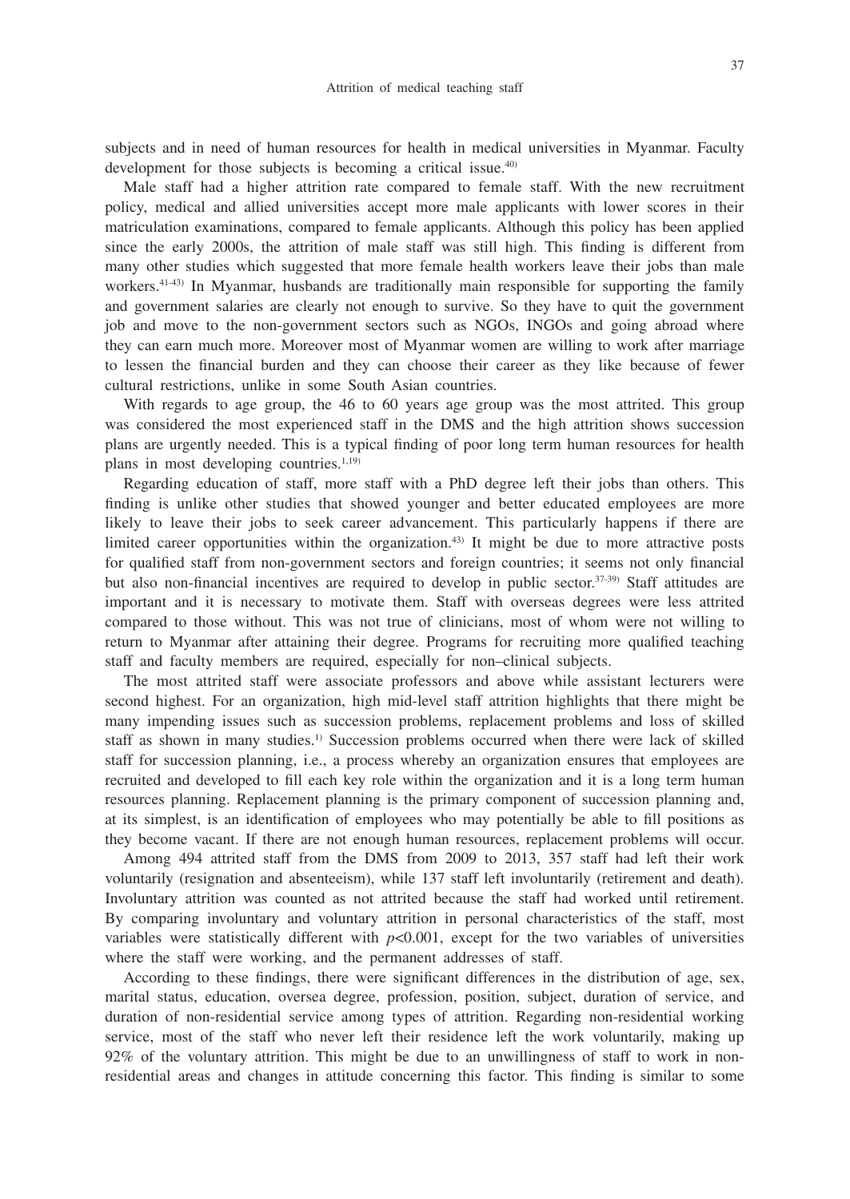subjects and in need of human resources for health in medical universities in Myanmar. Faculty development for those subjects is becoming a critical issue.[40]

Male staff had a higher attrition rate compared to female staff. With the new recruitment policy, medical and allied universities accept more male applicants with lower scores in their matriculation examinations, compared to female applicants. Although this policy has been applied since the early 2000s, the attrition of male staff was still high. This finding is different from many other studies which suggested that more female health workers leave their jobs than male workers.[41-43] In Myanmar, husbands are traditionally main responsible for supporting the family and government salaries are clearly not enough to survive. So they have to quit the government job and move to the non-government sectors such as NGOs, INGOs and going abroad where they can earn much more. Moreover most of Myanmar women are willing to work after marriage to lessen the financial burden and they can choose their career as they like because of fewer cultural restrictions, unlike in some South Asian countries.

With regards to age group, the 46 to 60 years age group was the most attrited. This group was considered the most experienced staff in the DMS and the high attrition shows succession plans are urgently needed. This is a typical finding of poor long term human resources for health plans in most developing countries.[1,19]

Regarding education of staff, more staff with a PhD degree left their jobs than others. This finding is unlike other studies that showed younger and better educated employees are more likely to leave their jobs to seek career advancement. This particularly happens if there are limited career opportunities within the organization.[43] It might be due to more attractive posts for qualified staff from non-government sectors and foreign countries; it seems not only financial but also non-financial incentives are required to develop in public sector.[37-39] Staff attitudes are important and it is necessary to motivate them. Staff with overseas degrees were less attrited compared to those without. This was not true of clinicians, most of whom were not willing to return to Myanmar after attaining their degree. Programs for recruiting more qualified teaching staff and faculty members are required, especially for non–clinical subjects.

The most attrited staff were associate professors and above while assistant lecturers were second highest. For an organization, high mid-level staff attrition highlights that there might be many impending issues such as succession problems, replacement problems and loss of skilled staff as shown in many studies.[1] Succession problems occurred when there were lack of skilled staff for succession planning, i.e., a process whereby an organization ensures that employees are recruited and developed to fill each key role within the organization and it is a long term human resources planning. Replacement planning is the primary component of succession planning and, at its simplest, is an identification of employees who may potentially be able to fill positions as they become vacant. If there are not enough human resources, replacement problems will occur.

Among 494 attrited staff from the DMS from 2009 to 2013, 357 staff had left their work voluntarily (resignation and absenteeism), while 137 staff left involuntarily (retirement and death). Involuntary attrition was counted as not attrited because the staff had worked until retirement. By comparing involuntary and voluntary attrition in personal characteristics of the staff, most variables were statistically different with $p<0.001$, except for the two variables of universities where the staff were working, and the permanent addresses of staff.

According to these findings, there were significant differences in the distribution of age, sex, marital status, education, oversea degree, profession, position, subject, duration of service, and duration of non-residential service among types of attrition. Regarding non-residential working service, most of the staff who never left their residence left the work voluntarily, making up 92% of the voluntary attrition. This might be due to an unwillingness of staff to work in non-residential areas and changes in attitude concerning this factor. This finding is similar to some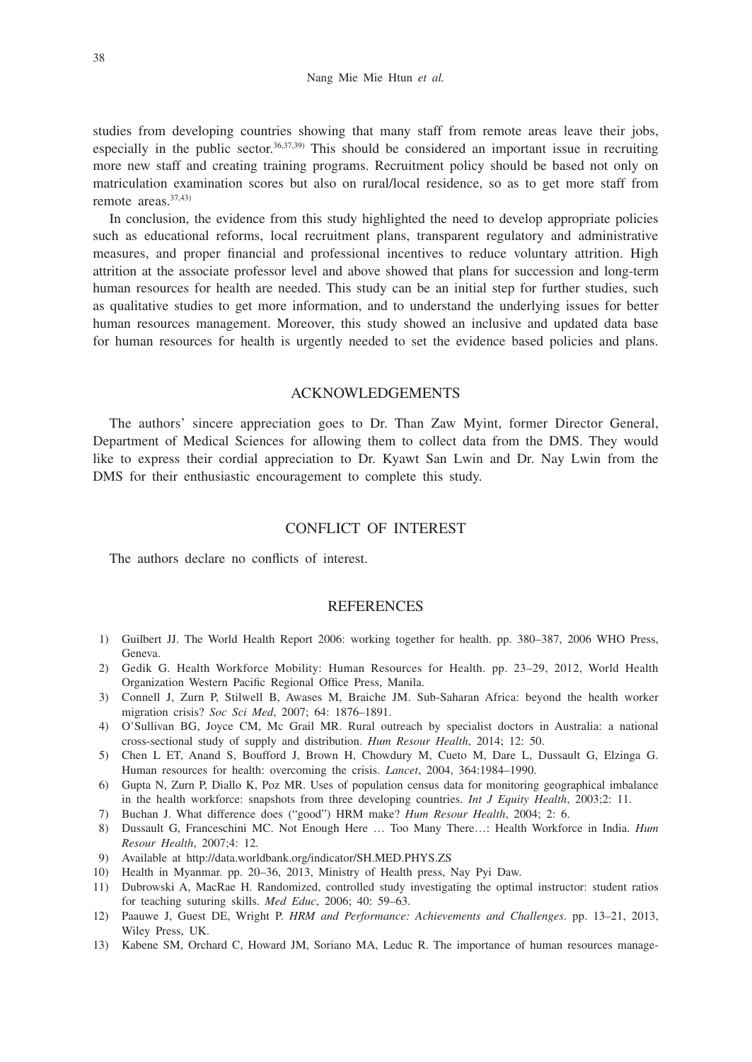studies from developing countries showing that many staff from remote areas leave their jobs, especially in the public sector.[36,37,39] This should be considered an important issue in recruiting more new staff and creating training programs. Recruitment policy should be based not only on matriculation examination scores but also on rural/local residence, so as to get more staff from remote areas.[37,43]

In conclusion, the evidence from this study highlighted the need to develop appropriate policies such as educational reforms, local recruitment plans, transparent regulatory and administrative measures, and proper financial and professional incentives to reduce voluntary attrition. High attrition at the associate professor level and above showed that plans for succession and long-term human resources for health are needed. This study can be an initial step for further studies, such as qualitative studies to get more information, and to understand the underlying issues for better human resources management. Moreover, this study showed an inclusive and updated data base for human resources for health is urgently needed to set the evidence based policies and plans.

## ACKNOWLEDGEMENTS

The authors' sincere appreciation goes to Dr. Than Zaw Myint, former Director General, Department of Medical Sciences for allowing them to collect data from the DMS. They would like to express their cordial appreciation to Dr. Kyawt San Lwin and Dr. Nay Lwin from the DMS for their enthusiastic encouragement to complete this study.

## CONFLICT OF INTEREST

The authors declare no conflicts of interest.

## REFERENCES

1) Guilbert JJ. The World Health Report 2006: working together for health. pp. 380–387, 2006 WHO Press, Geneva.
2) Gedik G. Health Workforce Mobility: Human Resources for Health. pp. 23–29, 2012, World Health Organization Western Pacific Regional Office Press, Manila.
3) Connell J, Zurn P, Stilwell B, Awases M, Braiche JM. Sub-Saharan Africa: beyond the health worker migration crisis? *Soc Sci Med*, 2007; 64: 1876–1891.
4) O'Sullivan BG, Joyce CM, Mc Grail MR. Rural outreach by specialist doctors in Australia: a national cross-sectional study of supply and distribution. *Hum Resour Health*, 2014; 12: 50.
5) Chen L ET, Anand S, Boufford J, Brown H, Chowdury M, Cueto M, Dare L, Dussault G, Elzinga G. Human resources for health: overcoming the crisis. *Lancet*, 2004, 364:1984–1990.
6) Gupta N, Zurn P, Diallo K, Poz MR. Uses of population census data for monitoring geographical imbalance in the health workforce: snapshots from three developing countries. *Int J Equity Health*, 2003;2: 11.
7) Buchan J. What difference does ("good") HRM make? *Hum Resour Health*, 2004; 2: 6.
8) Dussault G, Franceschini MC. Not Enough Here … Too Many There…: Health Workforce in India. *Hum Resour Health*, 2007;4: 12.
9) Available at http://data.worldbank.org/indicator/SH.MED.PHYS.ZS
10) Health in Myanmar. pp. 20–36, 2013, Ministry of Health press, Nay Pyi Daw.
11) Dubrowski A, MacRae H. Randomized, controlled study investigating the optimal instructor: student ratios for teaching suturing skills. *Med Educ*, 2006; 40: 59–63.
12) Paauwe J, Guest DE, Wright P. *HRM and Performance: Achievements and Challenges*. pp. 13–21, 2013, Wiley Press, UK.
13) Kabene SM, Orchard C, Howard JM, Soriano MA, Leduc R. The importance of human resources manage-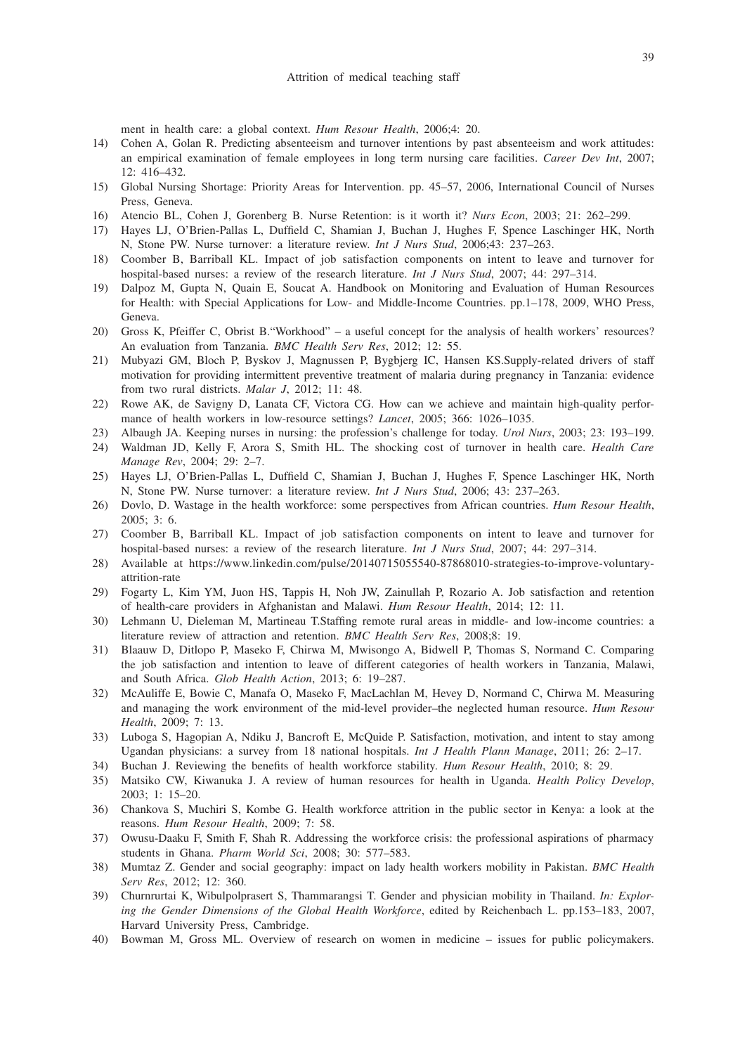ment in health care: a global context. *Hum Resour Health*, 2006;4: 20.

14) Cohen A, Golan R. Predicting absenteeism and turnover intentions by past absenteeism and work attitudes: an empirical examination of female employees in long term nursing care facilities. *Career Dev Int*, 2007; 12: 416–432.
15) Global Nursing Shortage: Priority Areas for Intervention. pp. 45–57, 2006, International Council of Nurses Press, Geneva.
16) Atencio BL, Cohen J, Gorenberg B. Nurse Retention: is it worth it? *Nurs Econ*, 2003; 21: 262–299.
17) Hayes LJ, O'Brien-Pallas L, Duffield C, Shamian J, Buchan J, Hughes F, Spence Laschinger HK, North N, Stone PW. Nurse turnover: a literature review. *Int J Nurs Stud*, 2006;43: 237–263.
18) Coomber B, Barriball KL. Impact of job satisfaction components on intent to leave and turnover for hospital-based nurses: a review of the research literature. *Int J Nurs Stud*, 2007; 44: 297–314.
19) Dalpoz M, Gupta N, Quain E, Soucat A. Handbook on Monitoring and Evaluation of Human Resources for Health: with Special Applications for Low- and Middle-Income Countries. pp.1–178, 2009, WHO Press, Geneva.
20) Gross K, Pfeiffer C, Obrist B."Workhood" – a useful concept for the analysis of health workers' resources? An evaluation from Tanzania. *BMC Health Serv Res*, 2012; 12: 55.
21) Mubyazi GM, Bloch P, Byskov J, Magnussen P, Bygbjerg IC, Hansen KS.Supply-related drivers of staff motivation for providing intermittent preventive treatment of malaria during pregnancy in Tanzania: evidence from two rural districts. *Malar J*, 2012; 11: 48.
22) Rowe AK, de Savigny D, Lanata CF, Victora CG. How can we achieve and maintain high-quality performance of health workers in low-resource settings? *Lancet*, 2005; 366: 1026–1035.
23) Albaugh JA. Keeping nurses in nursing: the profession's challenge for today. *Urol Nurs*, 2003; 23: 193–199.
24) Waldman JD, Kelly F, Arora S, Smith HL. The shocking cost of turnover in health care. *Health Care Manage Rev*, 2004; 29: 2–7.
25) Hayes LJ, O'Brien-Pallas L, Duffield C, Shamian J, Buchan J, Hughes F, Spence Laschinger HK, North N, Stone PW. Nurse turnover: a literature review. *Int J Nurs Stud*, 2006; 43: 237–263.
26) Dovlo, D. Wastage in the health workforce: some perspectives from African countries. *Hum Resour Health*, 2005; 3: 6.
27) Coomber B, Barriball KL. Impact of job satisfaction components on intent to leave and turnover for hospital-based nurses: a review of the research literature. *Int J Nurs Stud*, 2007; 44: 297–314.
28) Available at https://www.linkedin.com/pulse/20140715055540-87868010-strategies-to-improve-voluntary-attrition-rate
29) Fogarty L, Kim YM, Juon HS, Tappis H, Noh JW, Zainullah P, Rozario A. Job satisfaction and retention of health-care providers in Afghanistan and Malawi. *Hum Resour Health*, 2014; 12: 11.
30) Lehmann U, Dieleman M, Martineau T.Staffing remote rural areas in middle- and low-income countries: a literature review of attraction and retention. *BMC Health Serv Res*, 2008;8: 19.
31) Blaauw D, Ditlopo P, Maseko F, Chirwa M, Mwisongo A, Bidwell P, Thomas S, Normand C. Comparing the job satisfaction and intention to leave of different categories of health workers in Tanzania, Malawi, and South Africa. *Glob Health Action*, 2013; 6: 19–287.
32) McAuliffe E, Bowie C, Manafa O, Maseko F, MacLachlan M, Hevey D, Normand C, Chirwa M. Measuring and managing the work environment of the mid-level provider–the neglected human resource. *Hum Resour Health*, 2009; 7: 13.
33) Luboga S, Hagopian A, Ndiku J, Bancroft E, McQuide P. Satisfaction, motivation, and intent to stay among Ugandan physicians: a survey from 18 national hospitals. *Int J Health Plann Manage*, 2011; 26: 2–17.
34) Buchan J. Reviewing the benefits of health workforce stability. *Hum Resour Health*, 2010; 8: 29.
35) Matsiko CW, Kiwanuka J. A review of human resources for health in Uganda. *Health Policy Develop*, 2003; 1: 15–20.
36) Chankova S, Muchiri S, Kombe G. Health workforce attrition in the public sector in Kenya: a look at the reasons. *Hum Resour Health*, 2009; 7: 58.
37) Owusu-Daaku F, Smith F, Shah R. Addressing the workforce crisis: the professional aspirations of pharmacy students in Ghana. *Pharm World Sci*, 2008; 30: 577–583.
38) Mumtaz Z. Gender and social geography: impact on lady health workers mobility in Pakistan. *BMC Health Serv Res*, 2012; 12: 360.
39) Churnrurtai K, Wibulpolprasert S, Thammarangsi T. Gender and physician mobility in Thailand. *In: Exploring the Gender Dimensions of the Global Health Workforce*, edited by Reichenbach L. pp.153–183, 2007, Harvard University Press, Cambridge.
40) Bowman M, Gross ML. Overview of research on women in medicine – issues for public policymakers.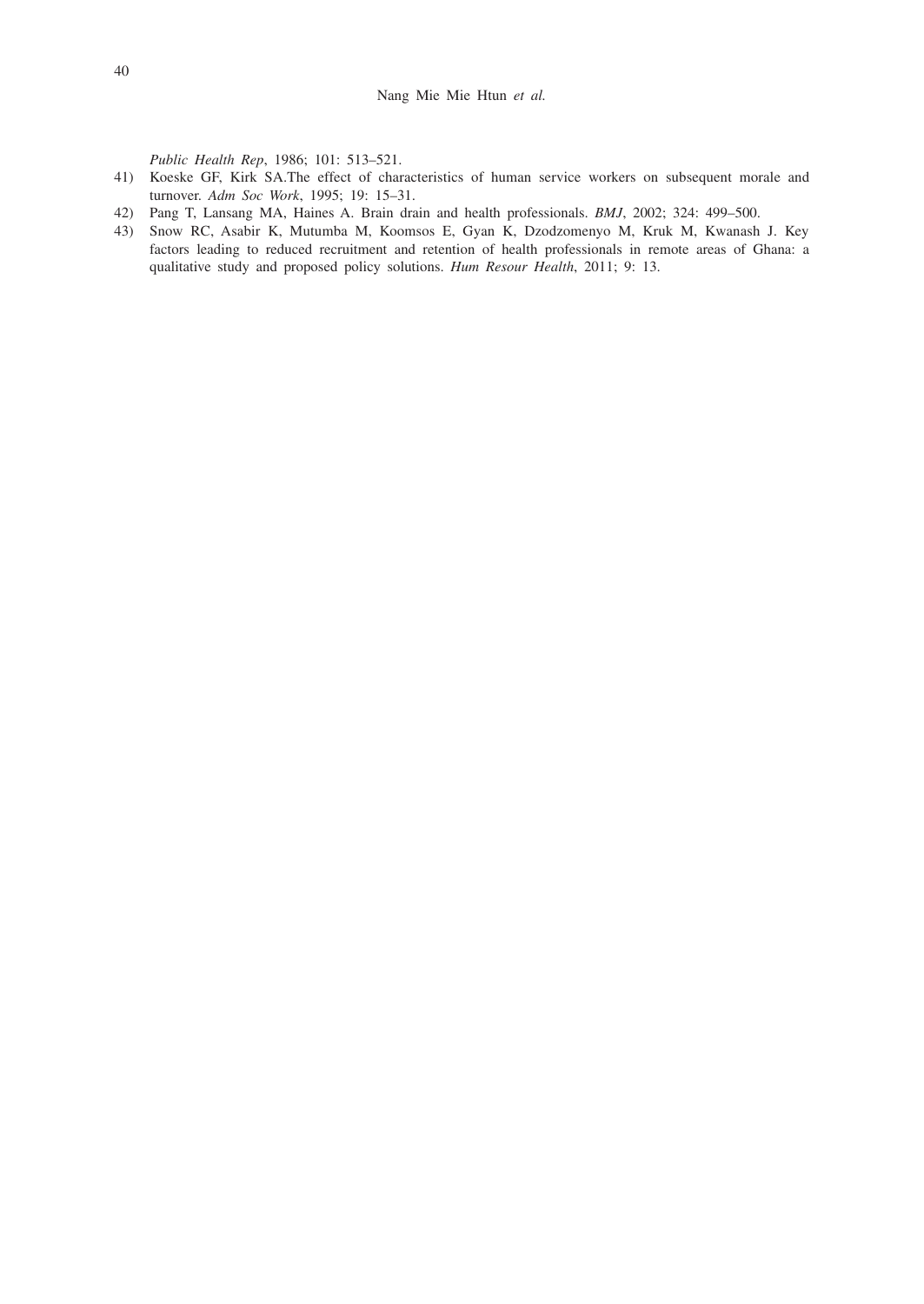*Public Health Rep*, 1986; 101: 513–521.

41) Koeske GF, Kirk SA.The effect of characteristics of human service workers on subsequent morale and turnover. *Adm Soc Work*, 1995; 19: 15–31.
42) Pang T, Lansang MA, Haines A. Brain drain and health professionals. *BMJ*, 2002; 324: 499–500.
43) Snow RC, Asabir K, Mutumba M, Koomsos E, Gyan K, Dzodzomenyo M, Kruk M, Kwanash J. Key factors leading to reduced recruitment and retention of health professionals in remote areas of Ghana: a qualitative study and proposed policy solutions. *Hum Resour Health*, 2011; 9: 13.